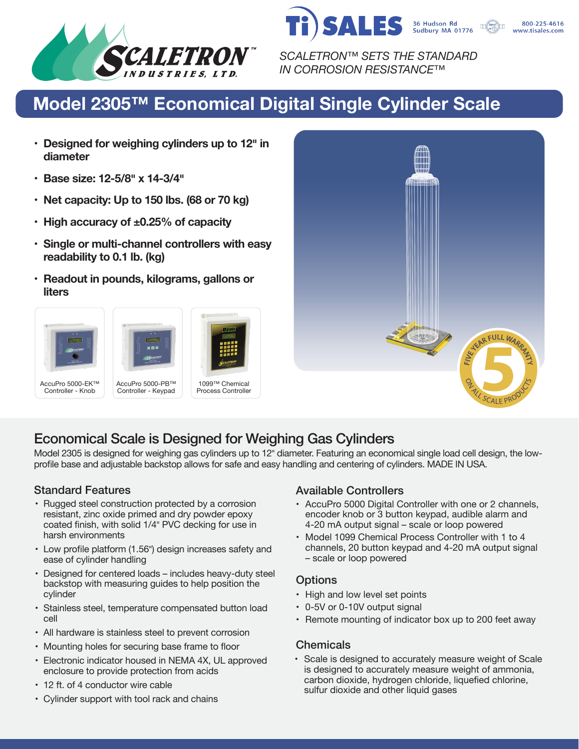SCALETRON™ INDUSTRIES, LTD.

Ti SALES
36 Hudson Rd
Sudbury MA 01776
800-225-4616
www.tisales.com

*SCALETRON™ SETS THE STANDARD IN CORROSION RESISTANCE™*

# Model 2305™ Economical Digital Single Cylinder Scale

- **Designed for weighing cylinders up to 12" in diameter**
- **Base size: 12-5/8" x 14-3/4"**
- **Net capacity: Up to 150 lbs. (68 or 70 kg)**
- **High accuracy of ±0.25% of capacity**
- **Single or multi-channel controllers with easy readability to 0.1 lb. (kg)**
- **Readout in pounds, kilograms, gallons or liters**

AccuPro 5000-EK™ Controller - Knob

AccuPro 5000-PB™ Controller - Keypad

1099™ Chemical Process Controller

FIVE YEAR FULL WARRANTY 5 ON ALL SCALE PRODUCTS

## Economical Scale is Designed for Weighing Gas Cylinders

Model 2305 is designed for weighing gas cylinders up to 12" diameter. Featuring an economical single load cell design, the low-profile base and adjustable backstop allows for safe and easy handling and centering of cylinders. MADE IN USA.

### Standard Features

- Rugged steel construction protected by a corrosion resistant, zinc oxide primed and dry powder epoxy coated finish, with solid 1/4" PVC decking for use in harsh environments
- Low profile platform (1.56") design increases safety and ease of cylinder handling
- Designed for centered loads – includes heavy-duty steel backstop with measuring guides to help position the cylinder
- Stainless steel, temperature compensated button load cell
- All hardware is stainless steel to prevent corrosion
- Mounting holes for securing base frame to floor
- Electronic indicator housed in NEMA 4X, UL approved enclosure to provide protection from acids
- 12 ft. of 4 conductor wire cable
- Cylinder support with tool rack and chains

### Available Controllers

- AccuPro 5000 Digital Controller with one or 2 channels, encoder knob or 3 button keypad, audible alarm and 4-20 mA output signal – scale or loop powered
- Model 1099 Chemical Process Controller with 1 to 4 channels, 20 button keypad and 4-20 mA output signal – scale or loop powered

### Options

- High and low level set points
- 0-5V or 0-10V output signal
- Remote mounting of indicator box up to 200 feet away

### Chemicals

- Scale is designed to accurately measure weight of Scale is designed to accurately measure weight of ammonia, carbon dioxide, hydrogen chloride, liquefied chlorine, sulfur dioxide and other liquid gases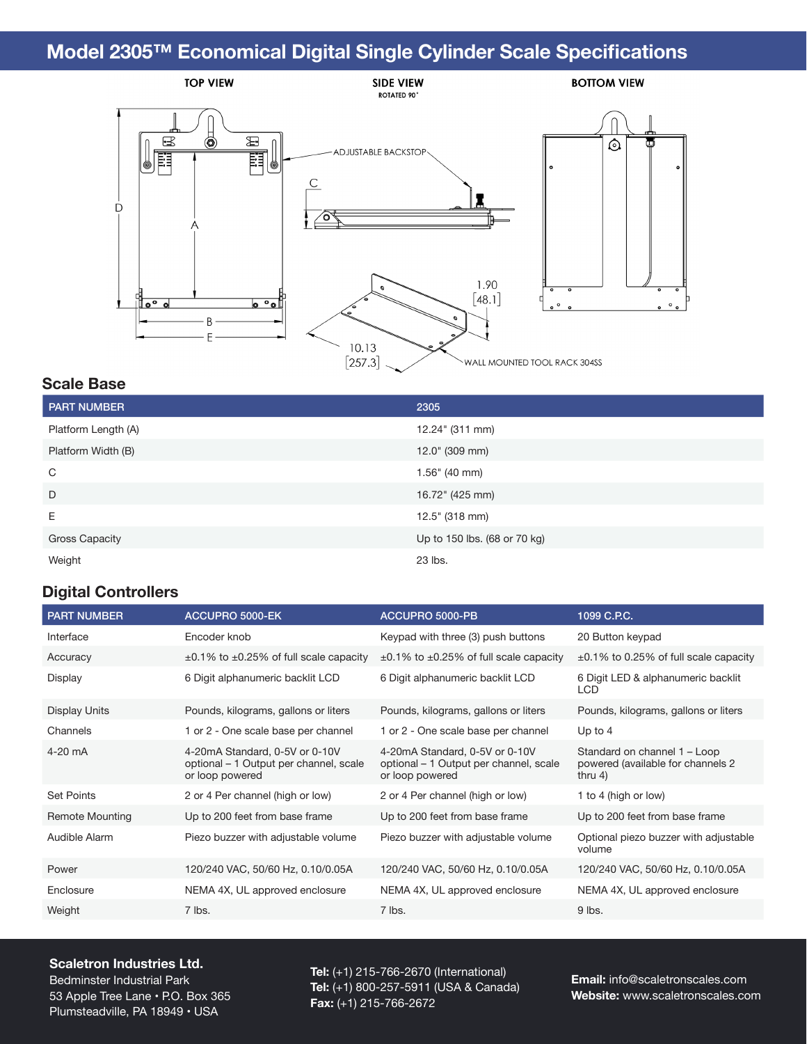# Model 2305™ Economical Digital Single Cylinder Scale Specifications

TOP VIEW

SIDE VIEW
ROTATED 90°

BOTTOM VIEW

ADJUSTABLE BACKSTOP

C

D

A

B

E

1.90
[48.1]

10.13
[257.3]

WALL MOUNTED TOOL RACK 304SS

## Scale Base

| PART NUMBER | 2305 |
|---|---|
| Platform Length (A) | 12.24" (311 mm) |
| Platform Width (B) | 12.0" (309 mm) |
| C | 1.56" (40 mm) |
| D | 16.72" (425 mm) |
| E | 12.5" (318 mm) |
| Gross Capacity | Up to 150 lbs. (68 or 70 kg) |
| Weight | 23 lbs. |

## Digital Controllers

| PART NUMBER | ACCUPRO 5000-EK | ACCUPRO 5000-PB | 1099 C.P.C. |
|---|---|---|---|
| Interface | Encoder knob | Keypad with three (3) push buttons | 20 Button keypad |
| Accuracy | ±0.1% to ±0.25% of full scale capacity | ±0.1% to ±0.25% of full scale capacity | ±0.1% to 0.25% of full scale capacity |
| Display | 6 Digit alphanumeric backlit LCD | 6 Digit alphanumeric backlit LCD | 6 Digit LED & alphanumeric backlit LCD |
| Display Units | Pounds, kilograms, gallons or liters | Pounds, kilograms, gallons or liters | Pounds, kilograms, gallons or liters |
| Channels | 1 or 2 - One scale base per channel | 1 or 2 - One scale base per channel | Up to 4 |
| 4-20 mA | 4-20mA Standard, 0-5V or 0-10V optional – 1 Output per channel, scale or loop powered | 4-20mA Standard, 0-5V or 0-10V optional – 1 Output per channel, scale or loop powered | Standard on channel 1 – Loop powered (available for channels 2 thru 4) |
| Set Points | 2 or 4 Per channel (high or low) | 2 or 4 Per channel (high or low) | 1 to 4 (high or low) |
| Remote Mounting | Up to 200 feet from base frame | Up to 200 feet from base frame | Up to 200 feet from base frame |
| Audible Alarm | Piezo buzzer with adjustable volume | Piezo buzzer with adjustable volume | Optional piezo buzzer with adjustable volume |
| Power | 120/240 VAC, 50/60 Hz, 0.10/0.05A | 120/240 VAC, 50/60 Hz, 0.10/0.05A | 120/240 VAC, 50/60 Hz, 0.10/0.05A |
| Enclosure | NEMA 4X, UL approved enclosure | NEMA 4X, UL approved enclosure | NEMA 4X, UL approved enclosure |
| Weight | 7 lbs. | 7 lbs. | 9 lbs. |

**Scaletron Industries Ltd.**
Bedminster Industrial Park
53 Apple Tree Lane • P.O. Box 365
Plumsteadville, PA 18949 • USA

**Tel:** (+1) 215-766-2670 (International)
**Tel:** (+1) 800-257-5911 (USA & Canada)
**Fax:** (+1) 215-766-2672

**Email:** info@scaletronscales.com
**Website:** www.scaletronscales.com